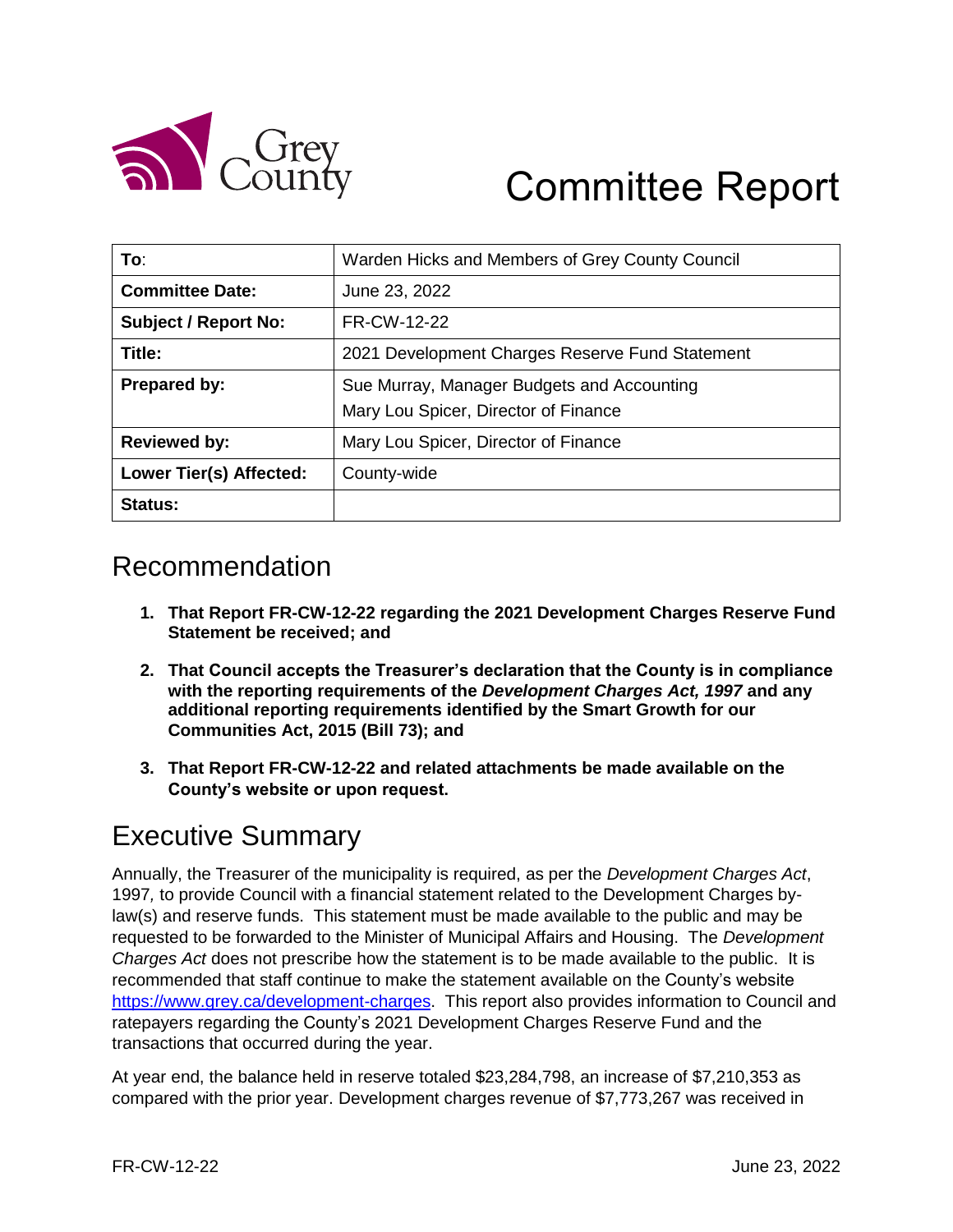Grey County

# Committee Report

| To: | Warden Hicks and Members of Grey County Council |
|---|---|
| **Committee Date:** | June 23, 2022 |
| **Subject / Report No:** | FR-CW-12-22 |
| **Title:** | 2021 Development Charges Reserve Fund Statement |
| **Prepared by:** | Sue Murray, Manager Budgets and Accounting<br>Mary Lou Spicer, Director of Finance |
| **Reviewed by:** | Mary Lou Spicer, Director of Finance |
| **Lower Tier(s) Affected:** | County-wide |
| **Status:** | |

## Recommendation

1. **That Report FR-CW-12-22 regarding the 2021 Development Charges Reserve Fund Statement be received; and**

2. **That Council accepts the Treasurer's declaration that the County is in compliance with the reporting requirements of the *Development Charges Act, 1997* and any additional reporting requirements identified by the Smart Growth for our Communities Act, 2015 (Bill 73); and**

3. **That Report FR-CW-12-22 and related attachments be made available on the County's website or upon request.**

## Executive Summary

Annually, the Treasurer of the municipality is required, as per the *Development Charges Act*, 1997*,* to provide Council with a financial statement related to the Development Charges by-law(s) and reserve funds. This statement must be made available to the public and may be requested to be forwarded to the Minister of Municipal Affairs and Housing. The *Development Charges Act* does not prescribe how the statement is to be made available to the public. It is recommended that staff continue to make the statement available on the County's website https://www.grey.ca/development-charges. This report also provides information to Council and ratepayers regarding the County's 2021 Development Charges Reserve Fund and the transactions that occurred during the year.

At year end, the balance held in reserve totaled $23,284,798, an increase of $7,210,353 as compared with the prior year. Development charges revenue of $7,773,267 was received in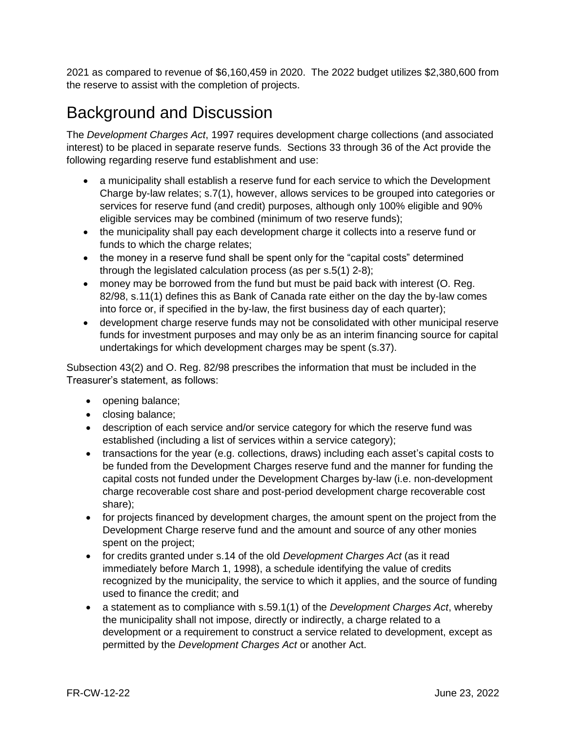2021 as compared to revenue of $6,160,459 in 2020. The 2022 budget utilizes $2,380,600 from the reserve to assist with the completion of projects.

# Background and Discussion

The *Development Charges Act*, 1997 requires development charge collections (and associated interest) to be placed in separate reserve funds. Sections 33 through 36 of the Act provide the following regarding reserve fund establishment and use:

- a municipality shall establish a reserve fund for each service to which the Development Charge by-law relates; s.7(1), however, allows services to be grouped into categories or services for reserve fund (and credit) purposes, although only 100% eligible and 90% eligible services may be combined (minimum of two reserve funds);
- the municipality shall pay each development charge it collects into a reserve fund or funds to which the charge relates;
- the money in a reserve fund shall be spent only for the "capital costs" determined through the legislated calculation process (as per s.5(1) 2-8);
- money may be borrowed from the fund but must be paid back with interest (O. Reg. 82/98, s.11(1) defines this as Bank of Canada rate either on the day the by-law comes into force or, if specified in the by-law, the first business day of each quarter);
- development charge reserve funds may not be consolidated with other municipal reserve funds for investment purposes and may only be as an interim financing source for capital undertakings for which development charges may be spent (s.37).

Subsection 43(2) and O. Reg. 82/98 prescribes the information that must be included in the Treasurer's statement, as follows:

- opening balance;
- closing balance;
- description of each service and/or service category for which the reserve fund was established (including a list of services within a service category);
- transactions for the year (e.g. collections, draws) including each asset's capital costs to be funded from the Development Charges reserve fund and the manner for funding the capital costs not funded under the Development Charges by-law (i.e. non-development charge recoverable cost share and post-period development charge recoverable cost share);
- for projects financed by development charges, the amount spent on the project from the Development Charge reserve fund and the amount and source of any other monies spent on the project;
- for credits granted under s.14 of the old *Development Charges Act* (as it read immediately before March 1, 1998), a schedule identifying the value of credits recognized by the municipality, the service to which it applies, and the source of funding used to finance the credit; and
- a statement as to compliance with s.59.1(1) of the *Development Charges Act*, whereby the municipality shall not impose, directly or indirectly, a charge related to a development or a requirement to construct a service related to development, except as permitted by the *Development Charges Act* or another Act.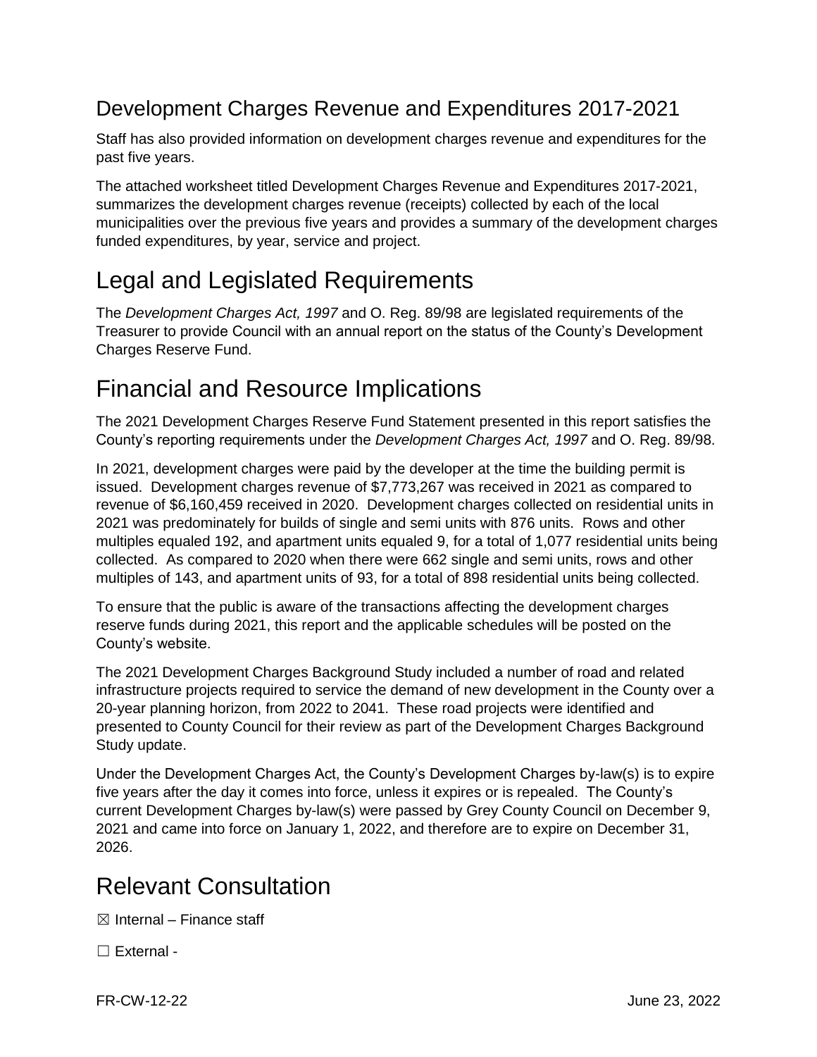## Development Charges Revenue and Expenditures 2017-2021

Staff has also provided information on development charges revenue and expenditures for the past five years.

The attached worksheet titled Development Charges Revenue and Expenditures 2017-2021, summarizes the development charges revenue (receipts) collected by each of the local municipalities over the previous five years and provides a summary of the development charges funded expenditures, by year, service and project.

# Legal and Legislated Requirements

The *Development Charges Act, 1997* and O. Reg. 89/98 are legislated requirements of the Treasurer to provide Council with an annual report on the status of the County's Development Charges Reserve Fund.

# Financial and Resource Implications

The 2021 Development Charges Reserve Fund Statement presented in this report satisfies the County's reporting requirements under the *Development Charges Act, 1997* and O. Reg. 89/98.

In 2021, development charges were paid by the developer at the time the building permit is issued. Development charges revenue of $7,773,267 was received in 2021 as compared to revenue of $6,160,459 received in 2020. Development charges collected on residential units in 2021 was predominately for builds of single and semi units with 876 units. Rows and other multiples equaled 192, and apartment units equaled 9, for a total of 1,077 residential units being collected. As compared to 2020 when there were 662 single and semi units, rows and other multiples of 143, and apartment units of 93, for a total of 898 residential units being collected.

To ensure that the public is aware of the transactions affecting the development charges reserve funds during 2021, this report and the applicable schedules will be posted on the County's website.

The 2021 Development Charges Background Study included a number of road and related infrastructure projects required to service the demand of new development in the County over a 20-year planning horizon, from 2022 to 2041. These road projects were identified and presented to County Council for their review as part of the Development Charges Background Study update.

Under the Development Charges Act, the County's Development Charges by-law(s) is to expire five years after the day it comes into force, unless it expires or is repealed. The County's current Development Charges by-law(s) were passed by Grey County Council on December 9, 2021 and came into force on January 1, 2022, and therefore are to expire on December 31, 2026.

# Relevant Consultation

☒ Internal – Finance staff

☐ External -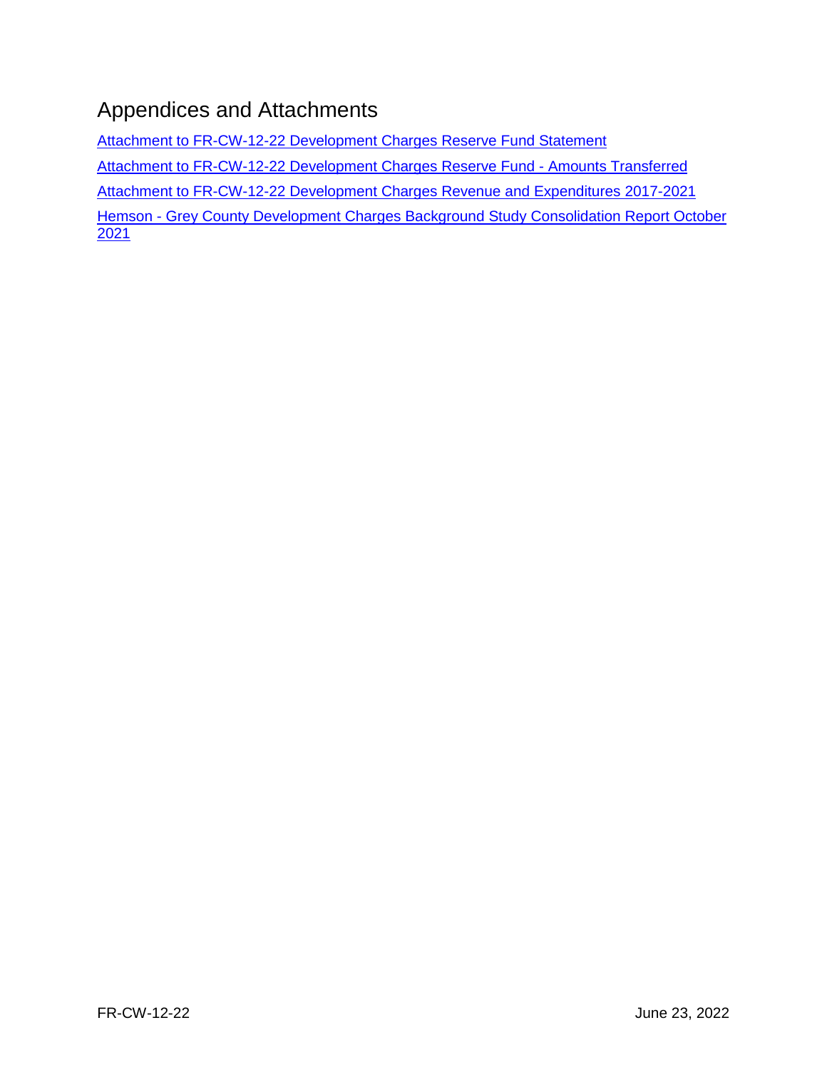## Appendices and Attachments

[Attachment to FR-CW-12-22 Development Charges Reserve Fund Statement]

[Attachment to FR-CW-12-22 Development Charges Reserve Fund - Amounts Transferred]

[Attachment to FR-CW-12-22 Development Charges Revenue and Expenditures 2017-2021]

[Hemson - Grey County Development Charges Background Study Consolidation Report October 2021]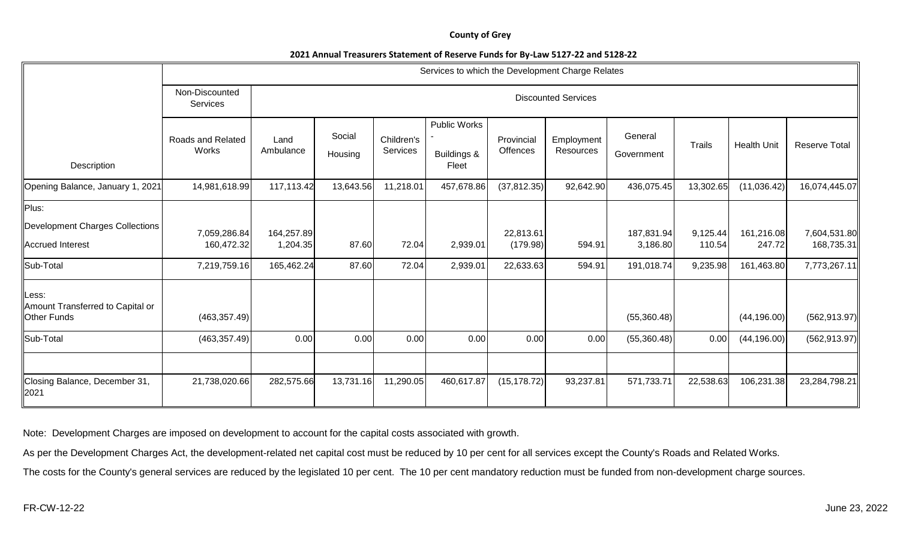**County of Grey**

**2021 Annual Treasurers Statement of Reserve Funds for By-Law 5127-22 and 5128-22**

| Description | Services to which the Development Charge Relates | | | | | | | | | | |
|---|---|---|---|---|---|---|---|---|---|---|---|
| | Non-Discounted Services | Discounted Services | | | | | | | | | |
| | Roads and Related Works | Land Ambulance | Social Housing | Children's Services | Public Works - Buildings & Fleet | Provincial Offences | Employment Resources | General Government | Trails | Health Unit | Reserve Total |
| Opening Balance, January 1, 2021 | 14,981,618.99 | 117,113.42 | 13,643.56 | 11,218.01 | 457,678.86 | (37,812.35) | 92,642.90 | 436,075.45 | 13,302.65 | (11,036.42) | 16,074,445.07 |
| Plus: | | | | | | | | | | | |
| Development Charges Collections | 7,059,286.84 | 164,257.89 | | | | 22,813.61 | | 187,831.94 | 9,125.44 | 161,216.08 | 7,604,531.80 |
| Accrued Interest | 160,472.32 | 1,204.35 | 87.60 | 72.04 | 2,939.01 | (179.98) | 594.91 | 3,186.80 | 110.54 | 247.72 | 168,735.31 |
| Sub-Total | 7,219,759.16 | 165,462.24 | 87.60 | 72.04 | 2,939.01 | 22,633.63 | 594.91 | 191,018.74 | 9,235.98 | 161,463.80 | 7,773,267.11 |
| Less: | | | | | | | | | | | |
| Amount Transferred to Capital or Other Funds | (463,357.49) | | | | | | | (55,360.48) | | (44,196.00) | (562,913.97) |
| Sub-Total | (463,357.49) | 0.00 | 0.00 | 0.00 | 0.00 | 0.00 | 0.00 | (55,360.48) | 0.00 | (44,196.00) | (562,913.97) |
| Closing Balance, December 31, 2021 | 21,738,020.66 | 282,575.66 | 13,731.16 | 11,290.05 | 460,617.87 | (15,178.72) | 93,237.81 | 571,733.71 | 22,538.63 | 106,231.38 | 23,284,798.21 |

Note: Development Charges are imposed on development to account for the capital costs associated with growth.

As per the Development Charges Act, the development-related net capital cost must be reduced by 10 per cent for all services except the County's Roads and Related Works.

The costs for the County's general services are reduced by the legislated 10 per cent. The 10 per cent mandatory reduction must be funded from non-development charge sources.

FR-CW-12-22 June 23, 2022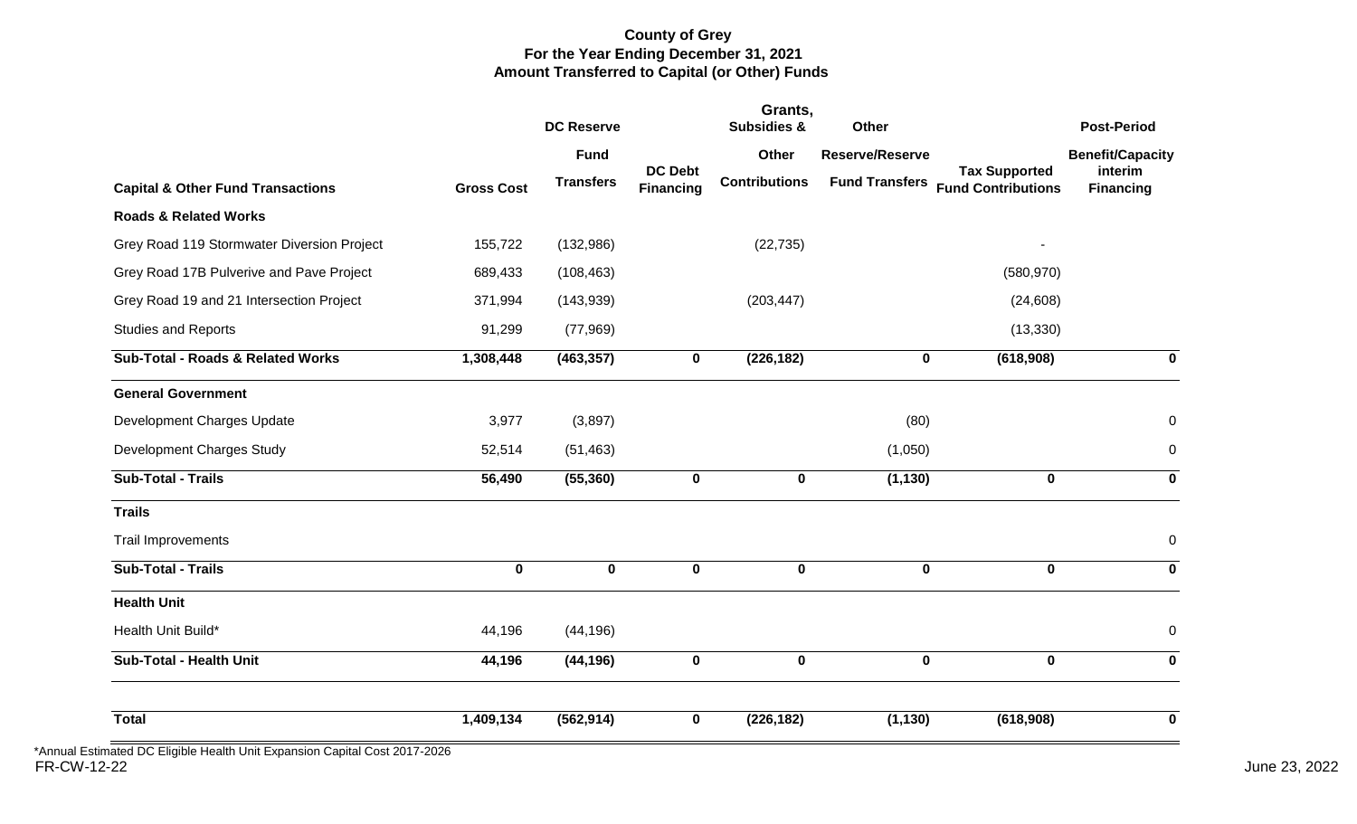# County of Grey
## For the Year Ending December 31, 2021
## Amount Transferred to Capital (or Other) Funds

| Capital & Other Fund Transactions | Gross Cost | DC Reserve Fund Transfers | DC Debt Financing | Grants, Subsidies & Other Contributions | Other Reserve/Reserve Fund Transfers | Tax Supported Fund Contributions | Post-Period Benefit/Capacity interim Financing |
|---|---|---|---|---|---|---|---|
| **Roads & Related Works** | | | | | | | |
| Grey Road 119 Stormwater Diversion Project | 155,722 | (132,986) | | (22,735) | | - | |
| Grey Road 17B Pulverive and Pave Project | 689,433 | (108,463) | | | | (580,970) | |
| Grey Road 19 and 21 Intersection Project | 371,994 | (143,939) | | (203,447) | | (24,608) | |
| Studies and Reports | 91,299 | (77,969) | | | | (13,330) | |
| **Sub-Total - Roads & Related Works** | **1,308,448** | **(463,357)** | **0** | **(226,182)** | **0** | **(618,908)** | **0** |
| **General Government** | | | | | | | |
| Development Charges Update | 3,977 | (3,897) | | | (80) | | 0 |
| Development Charges Study | 52,514 | (51,463) | | | (1,050) | | 0 |
| **Sub-Total - Trails** | **56,490** | **(55,360)** | **0** | **0** | **(1,130)** | **0** | **0** |
| **Trails** | | | | | | | |
| Trail Improvements | | | | | | | 0 |
| **Sub-Total - Trails** | **0** | **0** | **0** | **0** | **0** | **0** | **0** |
| **Health Unit** | | | | | | | |
| Health Unit Build* | 44,196 | (44,196) | | | | | 0 |
| **Sub-Total - Health Unit** | **44,196** | **(44,196)** | **0** | **0** | **0** | **0** | **0** |
| **Total** | **1,409,134** | **(562,914)** | **0** | **(226,182)** | **(1,130)** | **(618,908)** | **0** |

*Annual Estimated DC Eligible Health Unit Expansion Capital Cost 2017-2026

FR-CW-12-22

June 23, 2022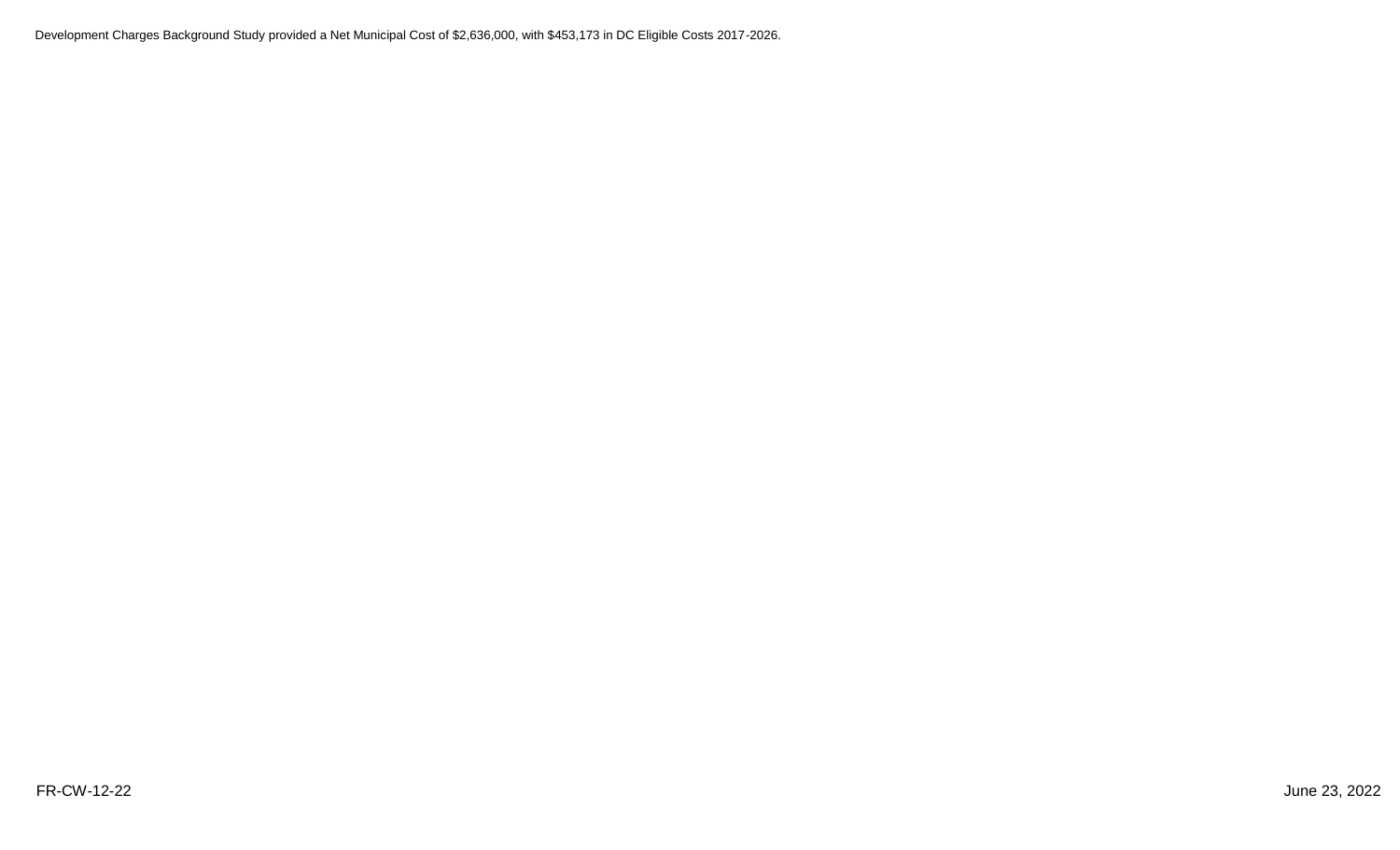Development Charges Background Study provided a Net Municipal Cost of $2,636,000, with $453,173 in DC Eligible Costs 2017-2026.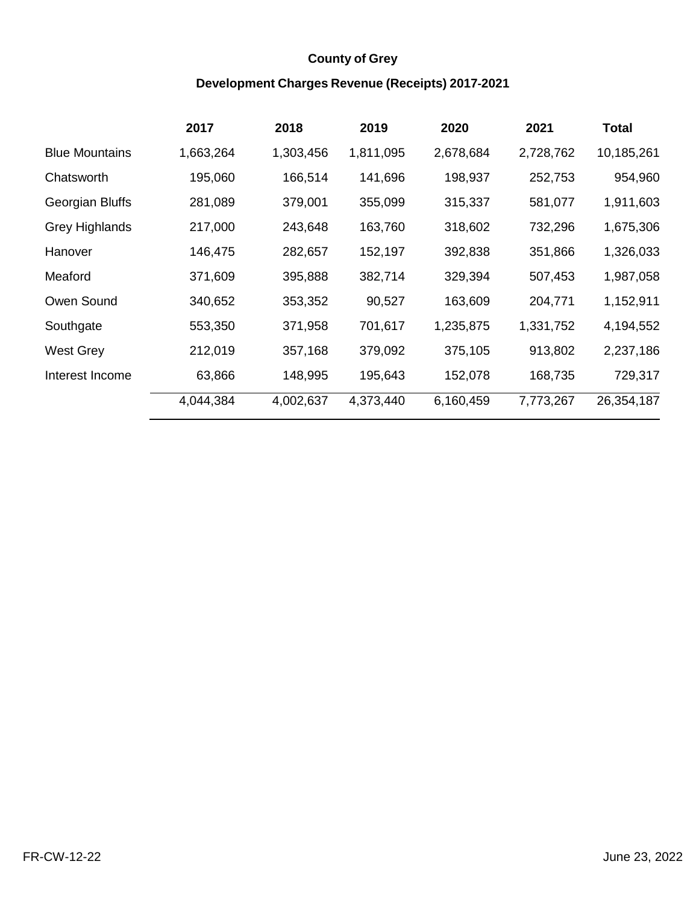**County of Grey**

**Development Charges Revenue (Receipts) 2017-2021**

| | 2017 | 2018 | 2019 | 2020 | 2021 | Total |
|---|---|---|---|---|---|---|
| Blue Mountains | 1,663,264 | 1,303,456 | 1,811,095 | 2,678,684 | 2,728,762 | 10,185,261 |
| Chatsworth | 195,060 | 166,514 | 141,696 | 198,937 | 252,753 | 954,960 |
| Georgian Bluffs | 281,089 | 379,001 | 355,099 | 315,337 | 581,077 | 1,911,603 |
| Grey Highlands | 217,000 | 243,648 | 163,760 | 318,602 | 732,296 | 1,675,306 |
| Hanover | 146,475 | 282,657 | 152,197 | 392,838 | 351,866 | 1,326,033 |
| Meaford | 371,609 | 395,888 | 382,714 | 329,394 | 507,453 | 1,987,058 |
| Owen Sound | 340,652 | 353,352 | 90,527 | 163,609 | 204,771 | 1,152,911 |
| Southgate | 553,350 | 371,958 | 701,617 | 1,235,875 | 1,331,752 | 4,194,552 |
| West Grey | 212,019 | 357,168 | 379,092 | 375,105 | 913,802 | 2,237,186 |
| Interest Income | 63,866 | 148,995 | 195,643 | 152,078 | 168,735 | 729,317 |
| | 4,044,384 | 4,002,637 | 4,373,440 | 6,160,459 | 7,773,267 | 26,354,187 |

FR-CW-12-22 June 23, 2022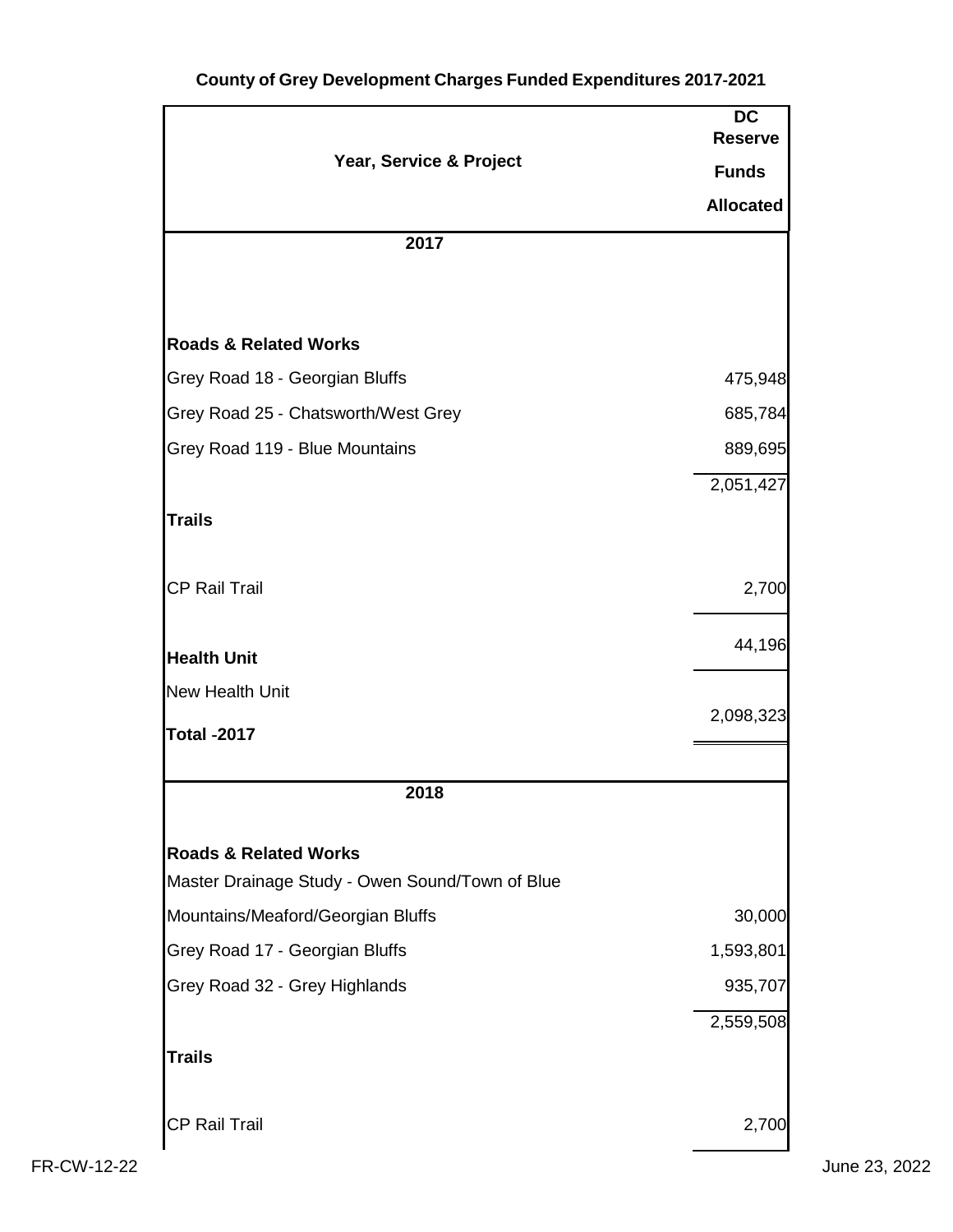## County of Grey Development Charges Funded Expenditures 2017-2021

| Year, Service & Project | DC Reserve Funds Allocated |
| --- | --- |
| **2017** | |
| **Roads & Related Works** | |
| Grey Road 18 - Georgian Bluffs | 475,948 |
| Grey Road 25 - Chatsworth/West Grey | 685,784 |
| Grey Road 119 - Blue Mountains | 889,695 |
| | 2,051,427 |
| **Trails** | |
| CP Rail Trail | 2,700 |
| **Health Unit** | 44,196 |
| New Health Unit | |
| **Total -2017** | 2,098,323 |
| **2018** | |
| **Roads & Related Works** | |
| Master Drainage Study - Owen Sound/Town of Blue Mountains/Meaford/Georgian Bluffs | 30,000 |
| Grey Road 17 - Georgian Bluffs | 1,593,801 |
| Grey Road 32 - Grey Highlands | 935,707 |
| | 2,559,508 |
| **Trails** | |
| CP Rail Trail | 2,700 |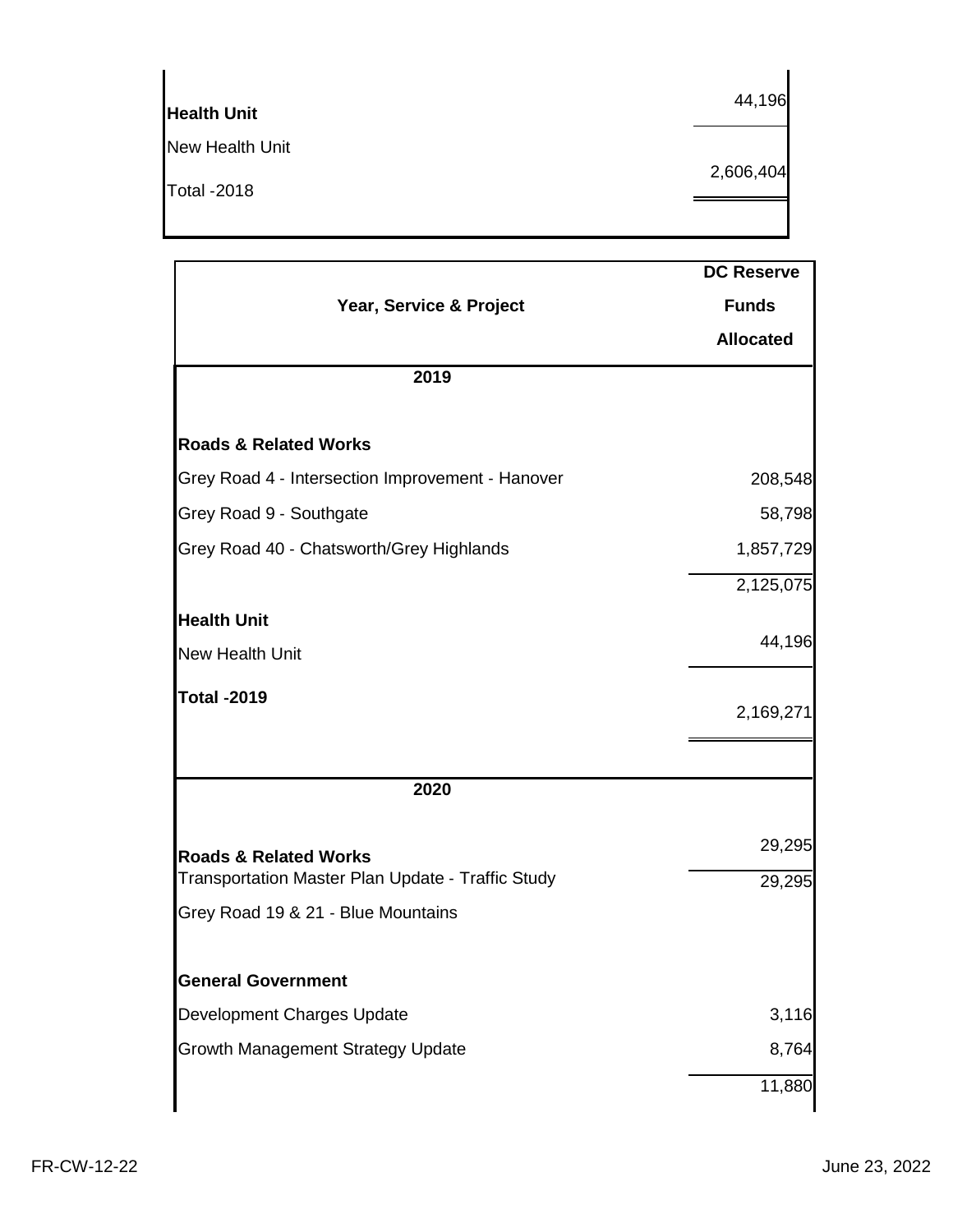| | |
|---|---|
| **Health Unit** | 44,196 |
| New Health Unit | |
| Total -2018 | 2,606,404 |

| Year, Service & Project | DC Reserve Funds Allocated |
|---|---|
| **2019** | |
| **Roads & Related Works** | |
| Grey Road 4 - Intersection Improvement - Hanover | 208,548 |
| Grey Road 9 - Southgate | 58,798 |
| Grey Road 40 - Chatsworth/Grey Highlands | 1,857,729 |
| | 2,125,075 |
| **Health Unit** | |
| New Health Unit | 44,196 |
| **Total -2019** | 2,169,271 |
| **2020** | |
| **Roads & Related Works** | 29,295 |
| Transportation Master Plan Update - Traffic Study | 29,295 |
| Grey Road 19 & 21 - Blue Mountains | |
| **General Government** | |
| Development Charges Update | 3,116 |
| Growth Management Strategy Update | 8,764 |
| | 11,880 |

FR-CW-12-22 June 23, 2022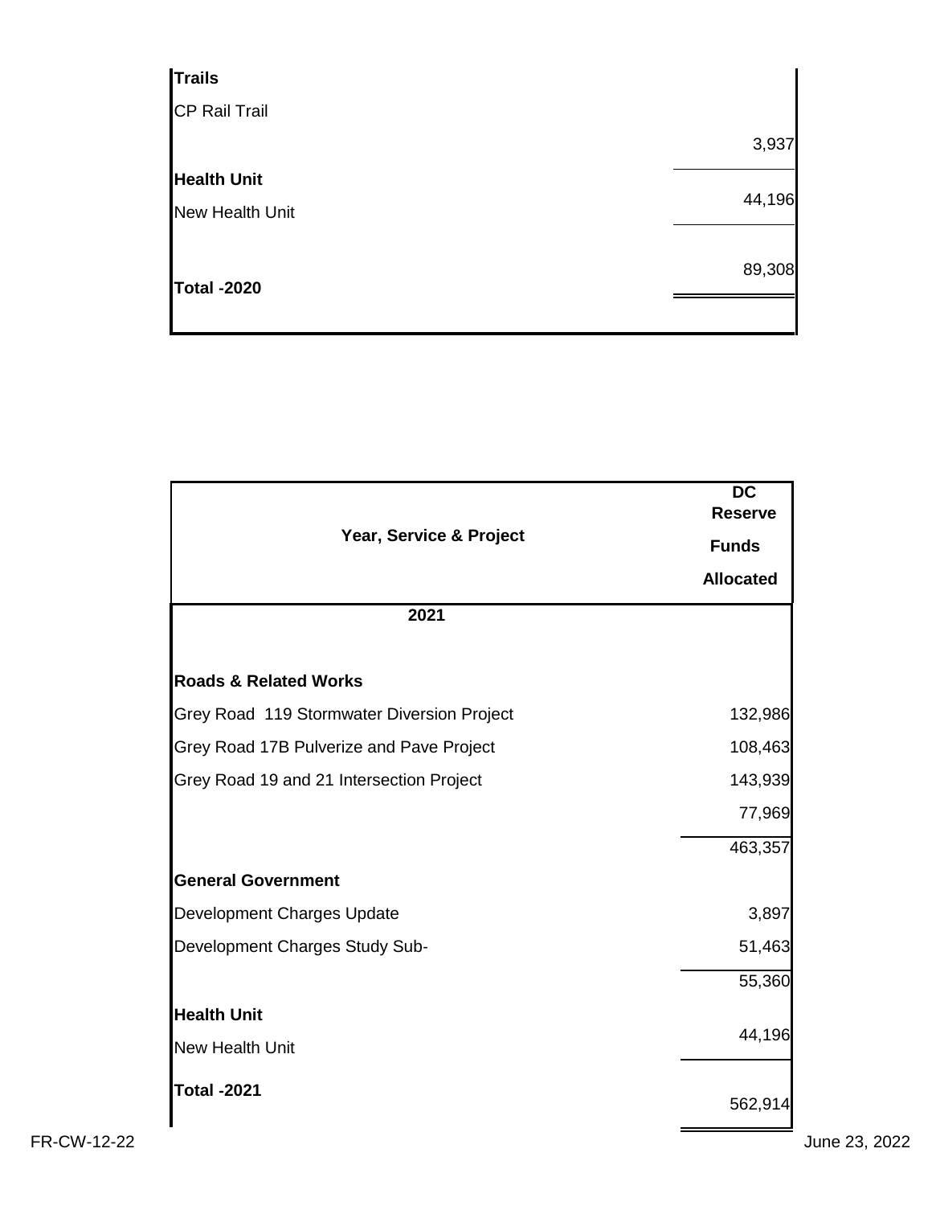| | |
|---|---|
| **Trails** | |
| CP Rail Trail | |
| | 3,937 |
| **Health Unit** | |
| New Health Unit | 44,196 |
| **Total -2020** | 89,308 |

| Year, Service & Project | DC Reserve Funds Allocated |
|---|---|
| **2021** | |
| **Roads & Related Works** | |
| Grey Road 119 Stormwater Diversion Project | 132,986 |
| Grey Road 17B Pulverize and Pave Project | 108,463 |
| Grey Road 19 and 21 Intersection Project | 143,939 |
| | 77,969 |
| | 463,357 |
| **General Government** | |
| Development Charges Update | 3,897 |
| Development Charges Study Sub- | 51,463 |
| | 55,360 |
| **Health Unit** | |
| New Health Unit | 44,196 |
| **Total -2021** | 562,914 |

FR-CW-12-22 June 23, 2022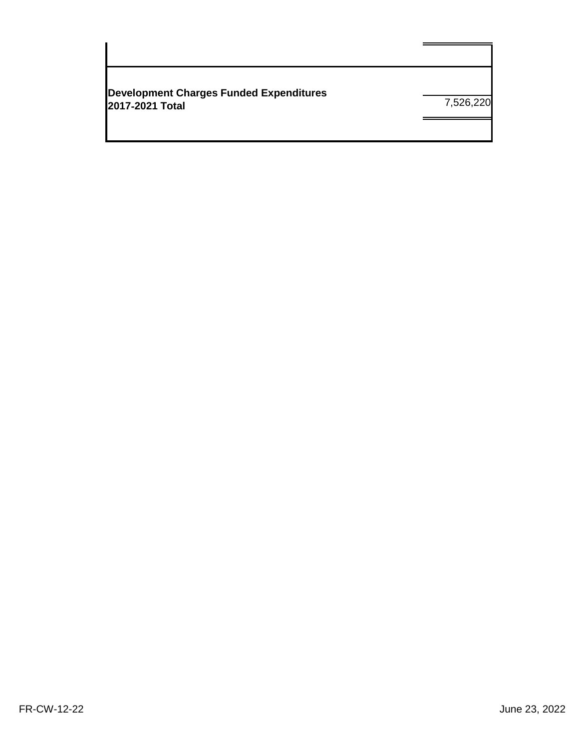| | |
|---|---|
| **Development Charges Funded Expenditures 2017-2021 Total** | 7,526,220 |